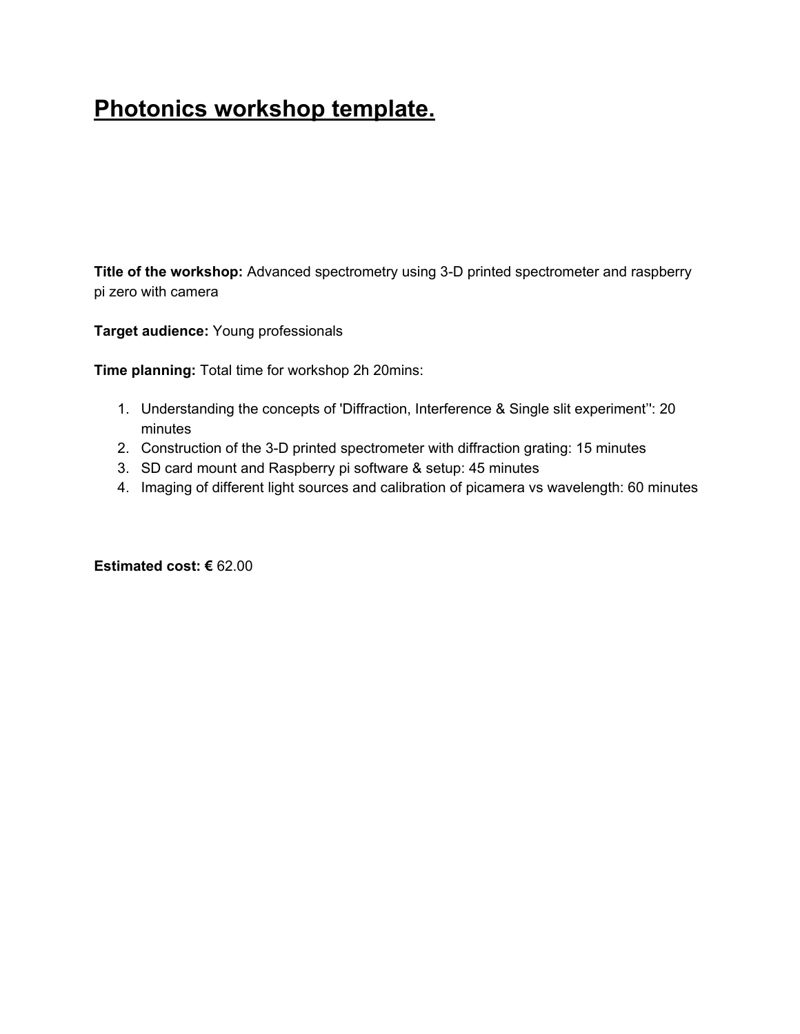# Photonics workshop template.

**Title of the workshop:** Advanced spectrometry using 3-D printed spectrometer and raspberry pi zero with camera

**Target audience:** Young professionals

**Time planning:** Total time for workshop 2h 20mins:

1. Understanding the concepts of 'Diffraction, Interference & Single slit experiment'': 20 minutes
2. Construction of the 3-D printed spectrometer with diffraction grating: 15 minutes
3. SD card mount and Raspberry pi software & setup: 45 minutes
4. Imaging of different light sources and calibration of picamera vs wavelength: 60 minutes

**Estimated cost: €** 62.00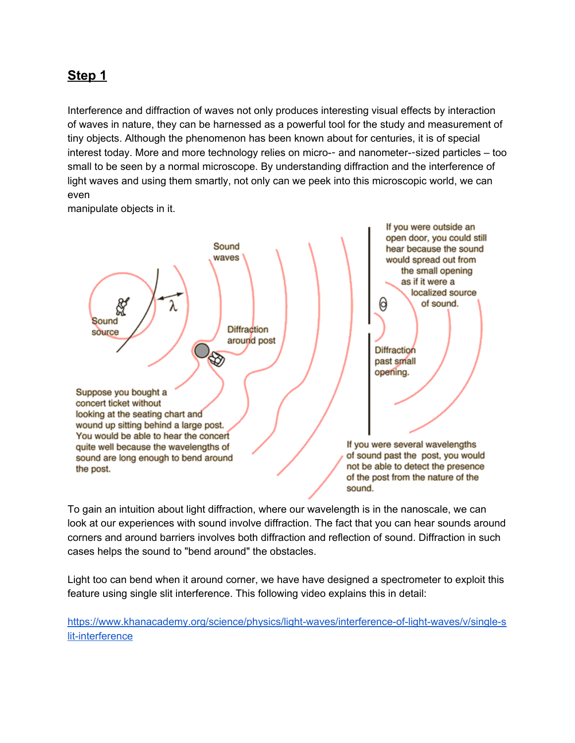## Step 1

Interference and diffraction of waves not only produces interesting visual effects by interaction of waves in nature, they can be harnessed as a powerful tool for the study and measurement of tiny objects. Although the phenomenon has been known about for centuries, it is of special interest today. More and more technology relies on micro-- and nanometer--sized particles – too small to be seen by a normal microscope. By understanding diffraction and the interference of light waves and using them smartly, not only can we peek into this microscopic world, we can even
manipulate objects in it.

Sound waves

Sound source

$\lambda$

Diffraction around post

If you were outside an open door, you could still hear because the sound would spread out from the small opening as if it were a localized source of sound.

Diffraction past small opening.

Suppose you bought a concert ticket without looking at the seating chart and wound up sitting behind a large post. You would be able to hear the concert quite well because the wavelengths of sound are long enough to bend around the post.

If you were several wavelengths of sound past the post, you would not be able to detect the presence of the post from the nature of the sound.

To gain an intuition about light diffraction, where our wavelength is in the nanoscale, we can look at our experiences with sound involve diffraction. The fact that you can hear sounds around corners and around barriers involves both diffraction and reflection of sound. Diffraction in such cases helps the sound to "bend around" the obstacles.

Light too can bend when it around corner, we have have designed a spectrometer to exploit this feature using single slit interference. This following video explains this in detail:

https://www.khanacademy.org/science/physics/light-waves/interference-of-light-waves/v/single-slit-interference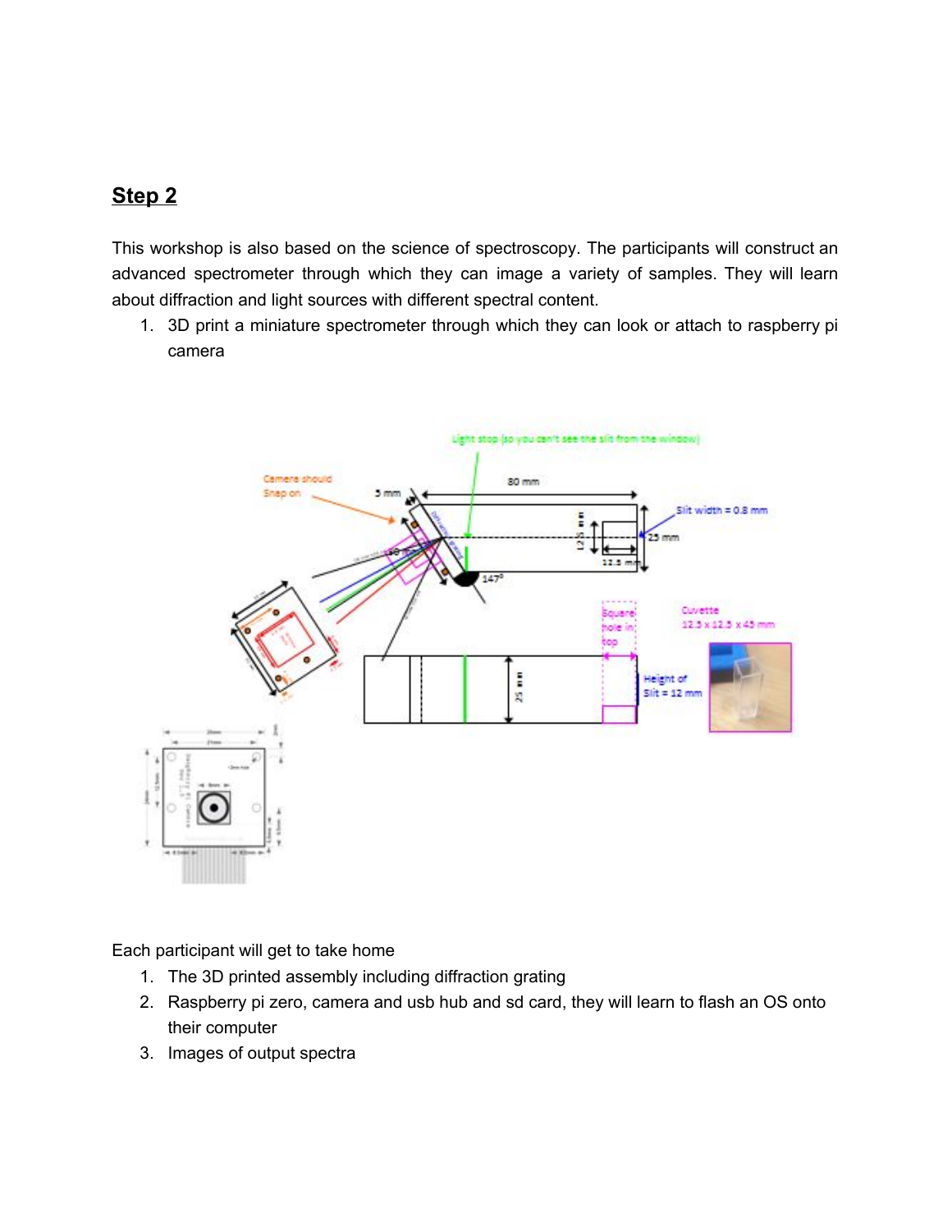## Step 2

This workshop is also based on the science of spectroscopy. The participants will construct an advanced spectrometer through which they can image a variety of samples. They will learn about diffraction and light sources with different spectral content.

1. 3D print a miniature spectrometer through which they can look or attach to raspberry pi camera

Each participant will get to take home

1. The 3D printed assembly including diffraction grating
2. Raspberry pi zero, camera and usb hub and sd card, they will learn to flash an OS onto their computer
3. Images of output spectra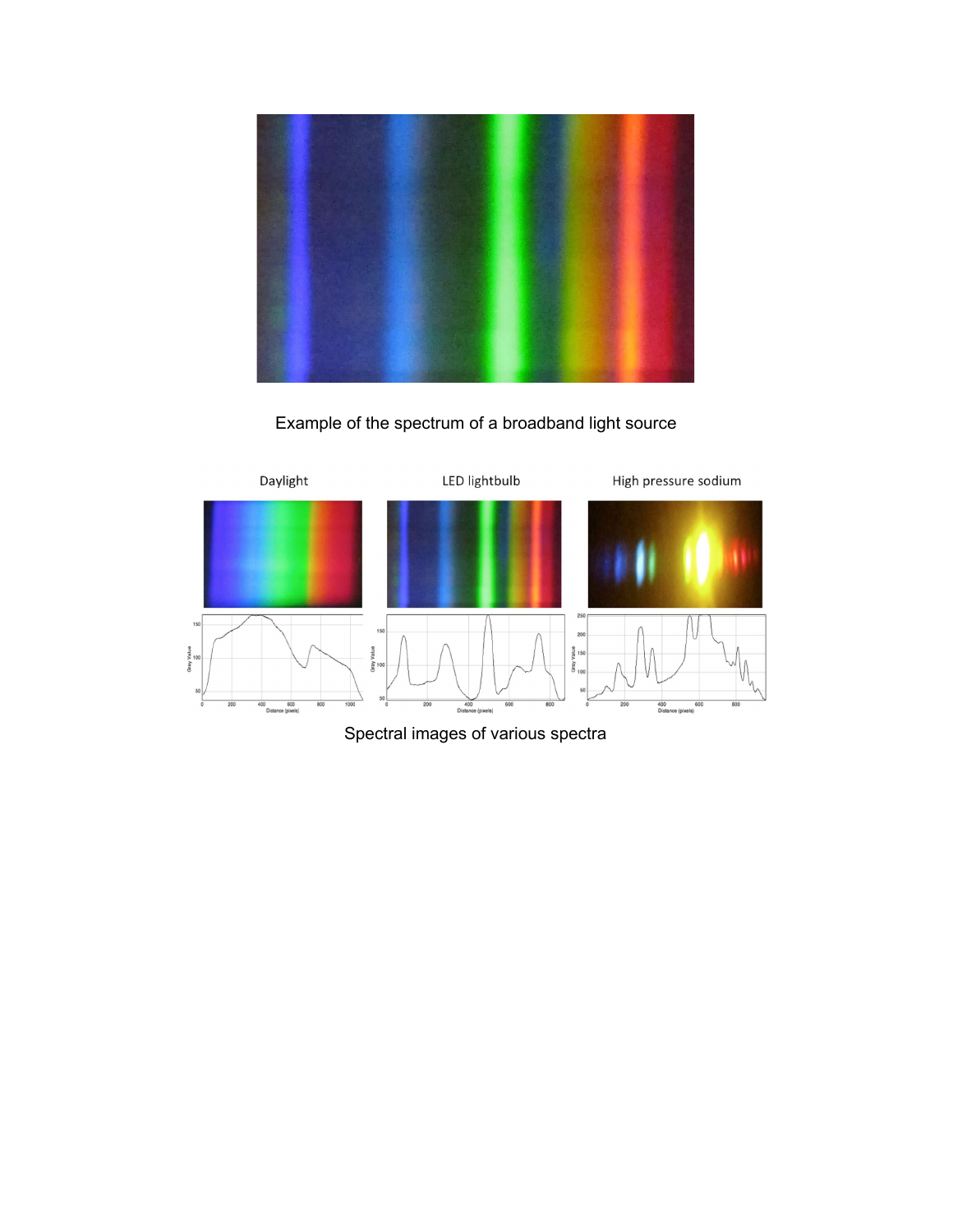Example of the spectrum of a broadband light source

Spectral images of various spectra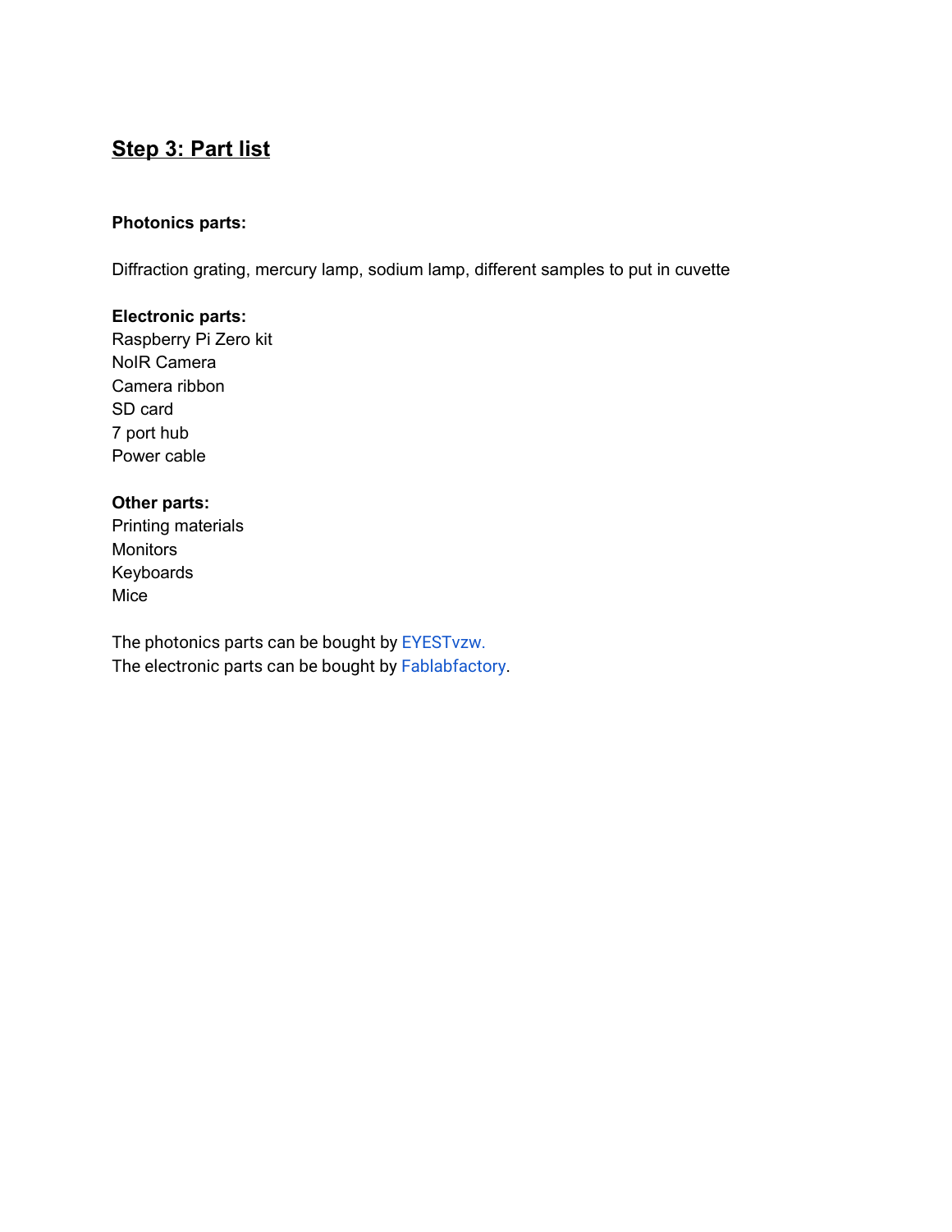## Step 3: Part list

**Photonics parts:**

Diffraction grating, mercury lamp, sodium lamp, different samples to put in cuvette

**Electronic parts:**
Raspberry Pi Zero kit
NoIR Camera
Camera ribbon
SD card
7 port hub
Power cable

**Other parts:**
Printing materials
Monitors
Keyboards
Mice

The photonics parts can be bought by EYESTvzw.
The electronic parts can be bought by Fablabfactory.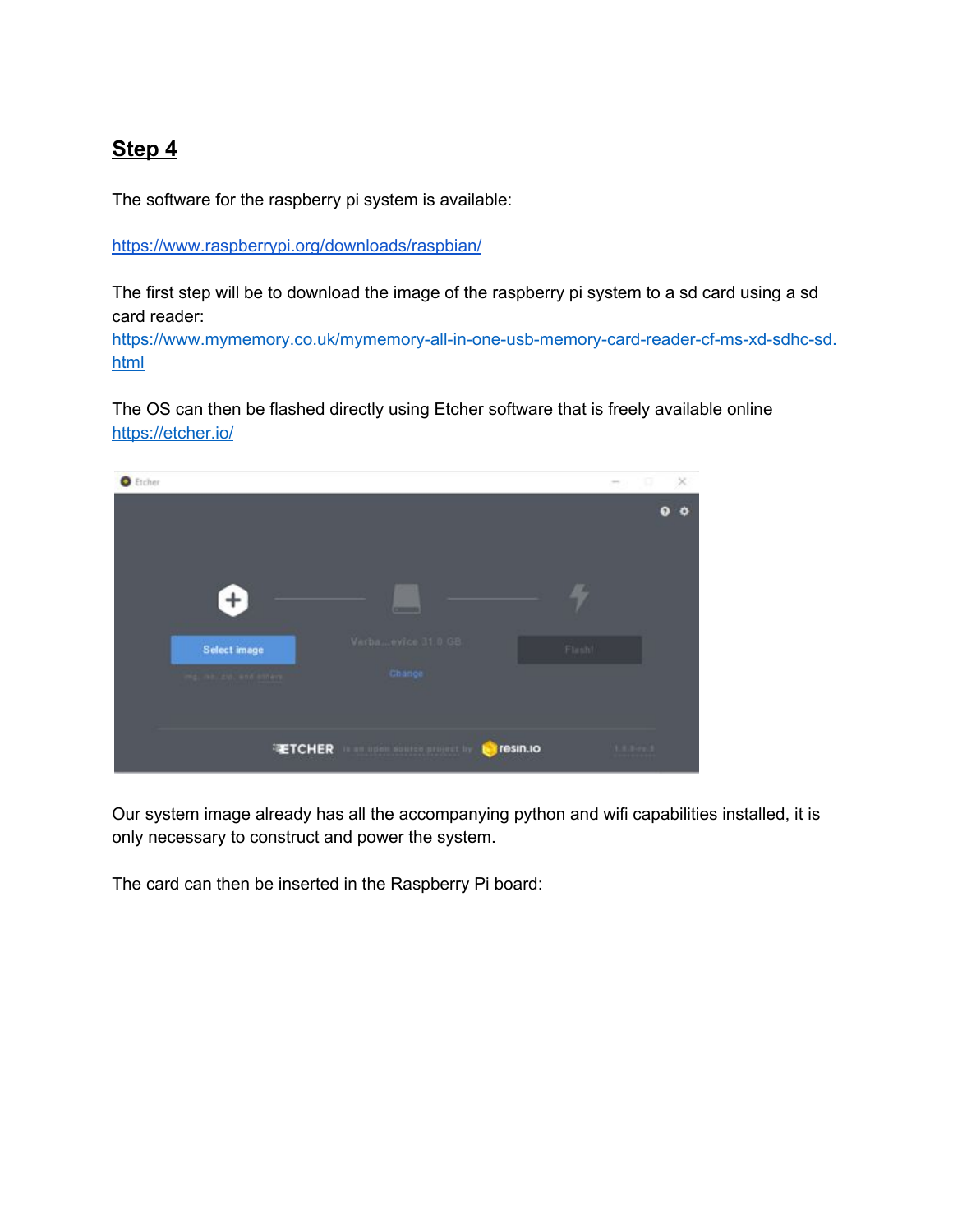## Step 4

The software for the raspberry pi system is available:

https://www.raspberrypi.org/downloads/raspbian/

The first step will be to download the image of the raspberry pi system to a sd card using a sd card reader:
https://www.mymemory.co.uk/mymemory-all-in-one-usb-memory-card-reader-cf-ms-xd-sdhc-sd.html

The OS can then be flashed directly using Etcher software that is freely available online
https://etcher.io/

Our system image already has all the accompanying python and wifi capabilities installed, it is only necessary to construct and power the system.

The card can then be inserted in the Raspberry Pi board: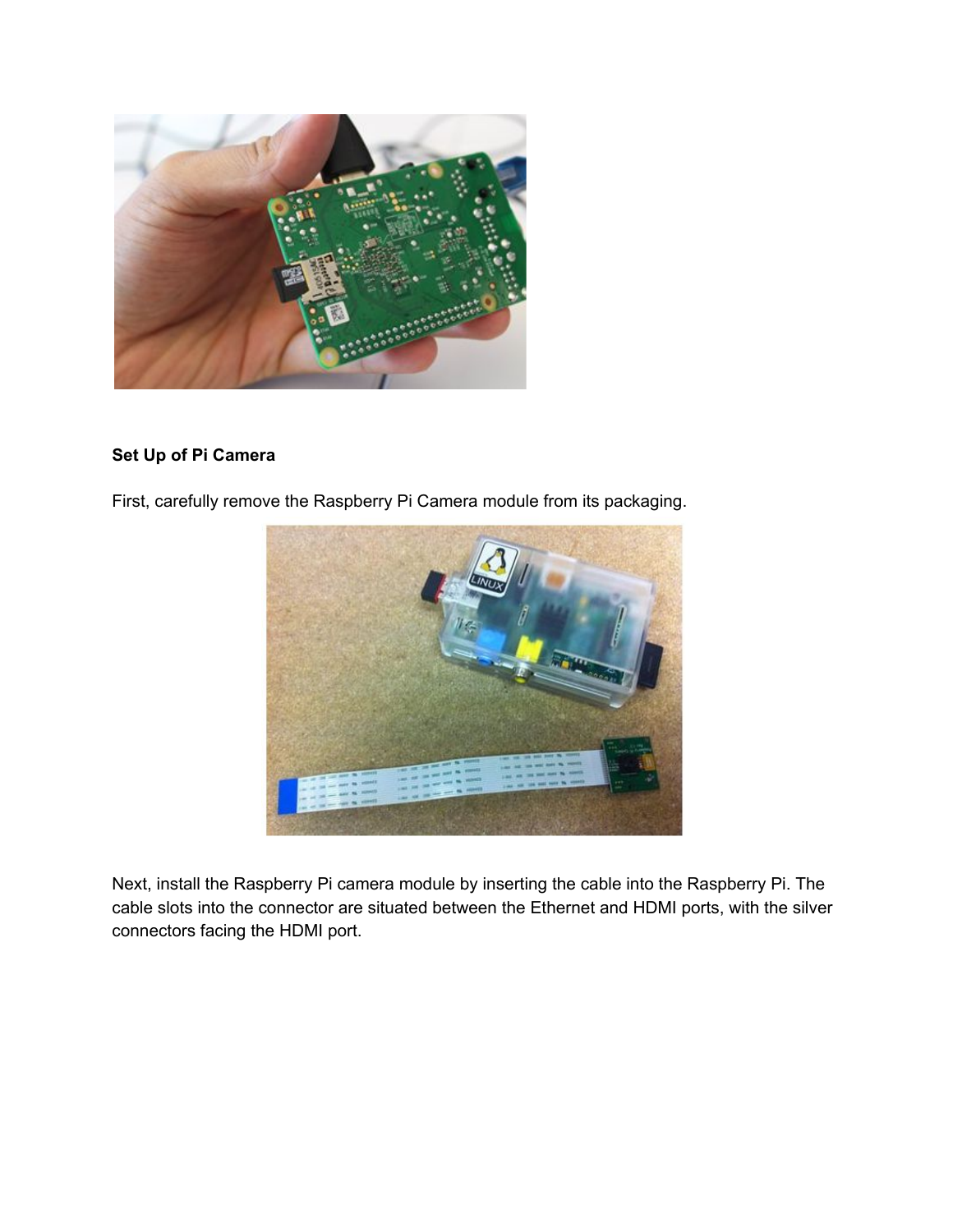**Set Up of Pi Camera**

First, carefully remove the Raspberry Pi Camera module from its packaging.

Next, install the Raspberry Pi camera module by inserting the cable into the Raspberry Pi. The cable slots into the connector are situated between the Ethernet and HDMI ports, with the silver connectors facing the HDMI port.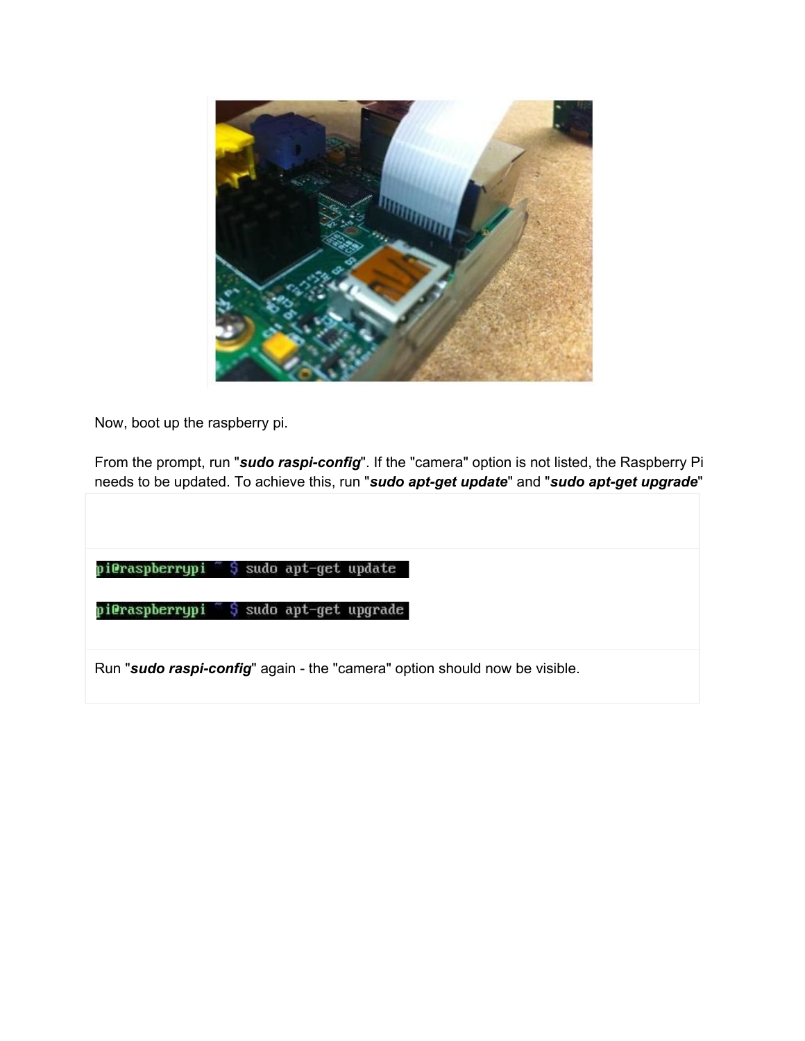Now, boot up the raspberry pi.

From the prompt, run "***sudo raspi-config***". If the "camera" option is not listed, the Raspberry Pi needs to be updated. To achieve this, run "***sudo apt-get update***" and "***sudo apt-get upgrade***"

```
pi@raspberrypi ~ $ sudo apt-get update
```

```
pi@raspberrypi ~ $ sudo apt-get upgrade
```

Run "***sudo raspi-config***" again - the "camera" option should now be visible.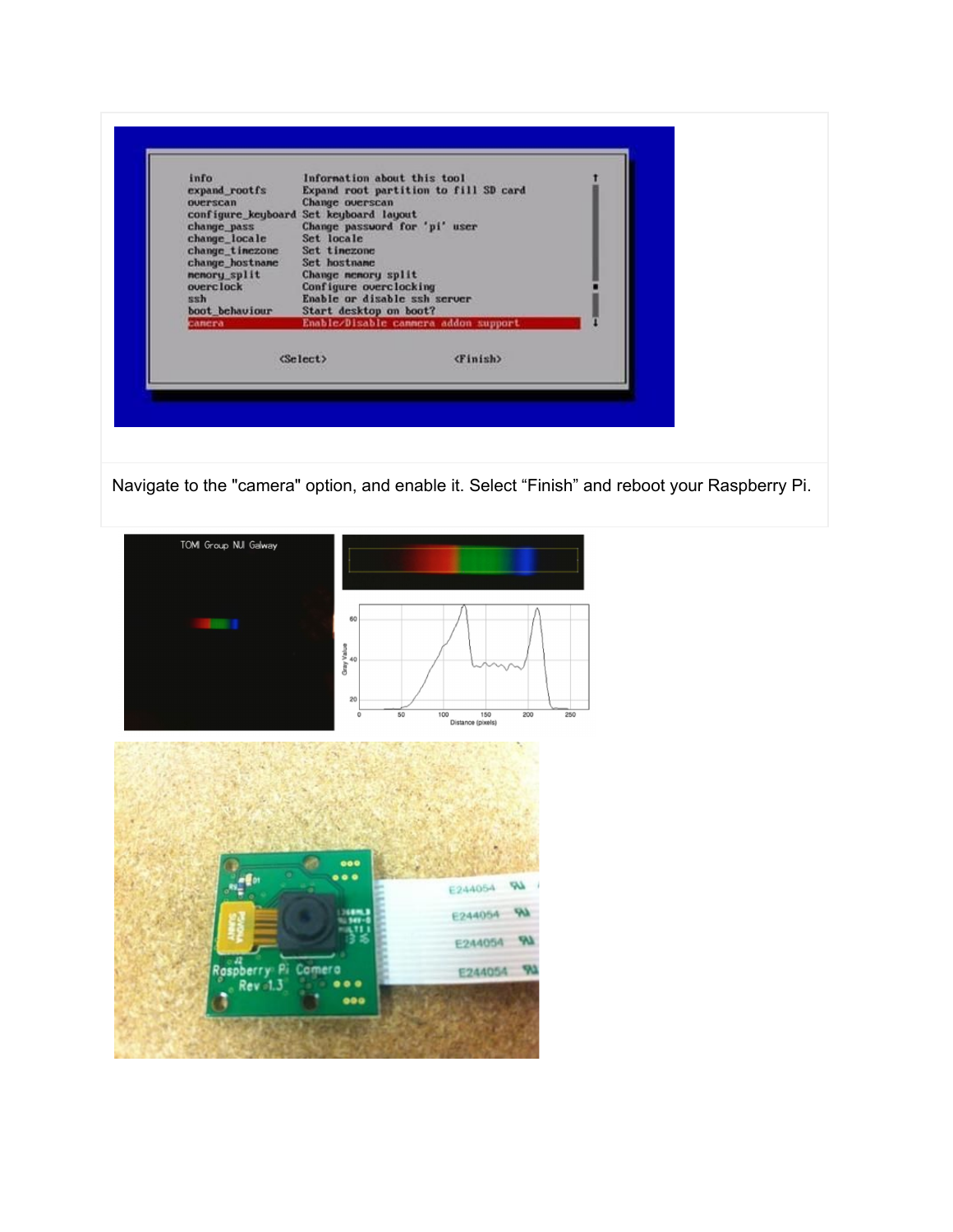Navigate to the "camera" option, and enable it. Select “Finish” and reboot your Raspberry Pi.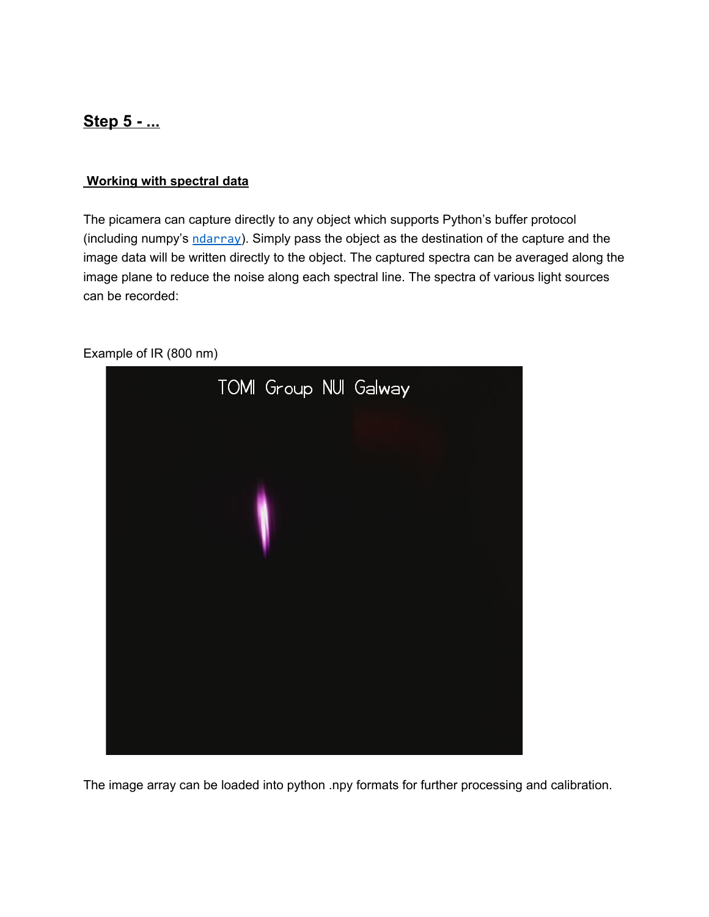## Step 5 - ...

**Working with spectral data**

The picamera can capture directly to any object which supports Python's buffer protocol (including numpy's `ndarray`). Simply pass the object as the destination of the capture and the image data will be written directly to the object. The captured spectra can be averaged along the image plane to reduce the noise along each spectral line. The spectra of various light sources can be recorded:

Example of IR (800 nm)

The image array can be loaded into python .npy formats for further processing and calibration.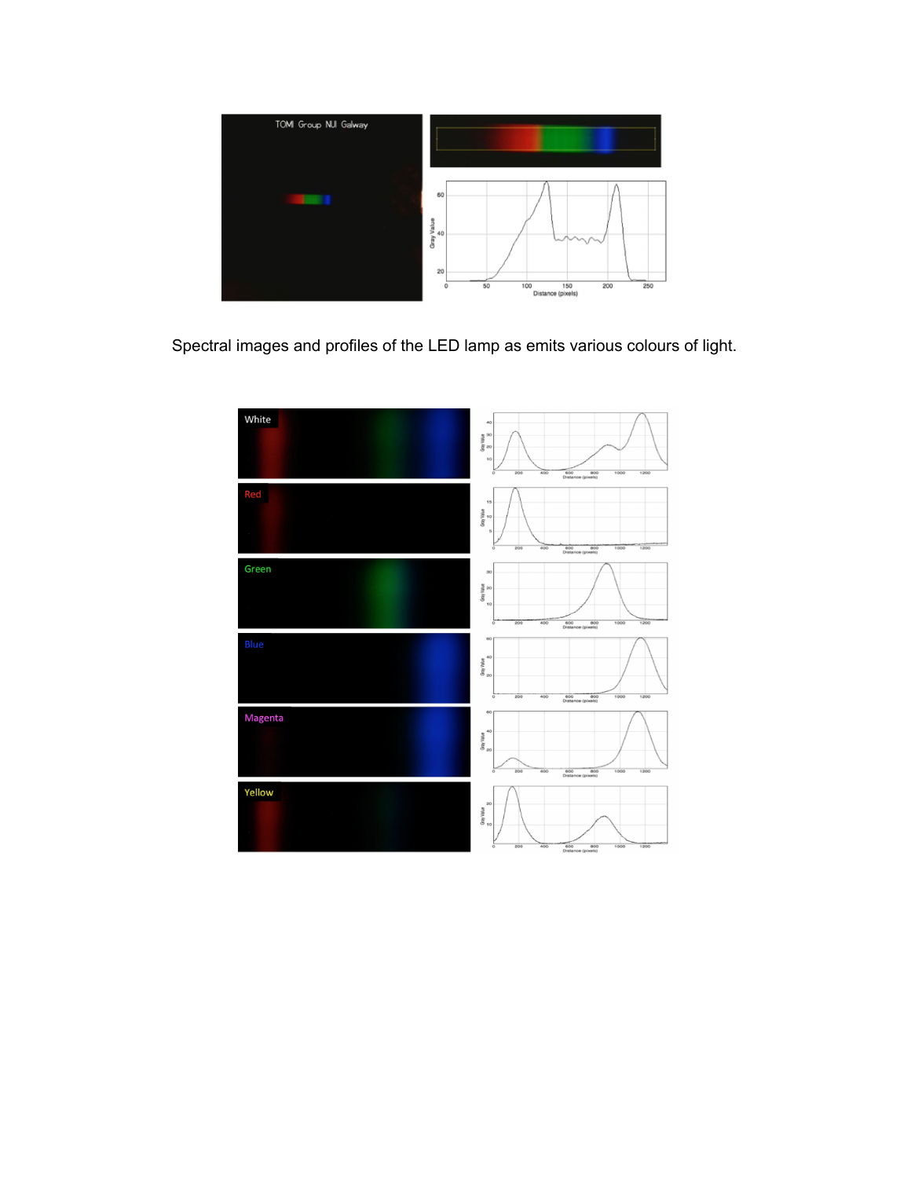Spectral images and profiles of the LED lamp as emits various colours of light.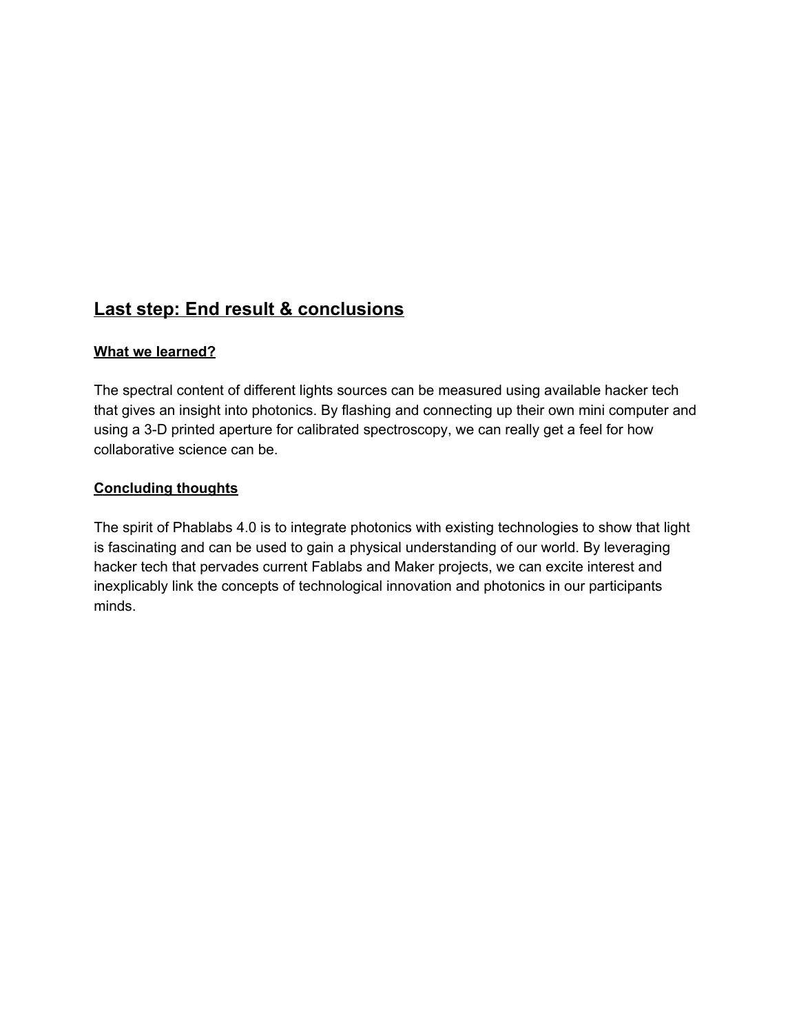## Last step: End result & conclusions

### What we learned?

The spectral content of different lights sources can be measured using available hacker tech that gives an insight into photonics. By flashing and connecting up their own mini computer and using a 3-D printed aperture for calibrated spectroscopy, we can really get a feel for how collaborative science can be.

### Concluding thoughts

The spirit of Phablabs 4.0 is to integrate photonics with existing technologies to show that light is fascinating and can be used to gain a physical understanding of our world. By leveraging hacker tech that pervades current Fablabs and Maker projects, we can excite interest and inexplicably link the concepts of technological innovation and photonics in our participants minds.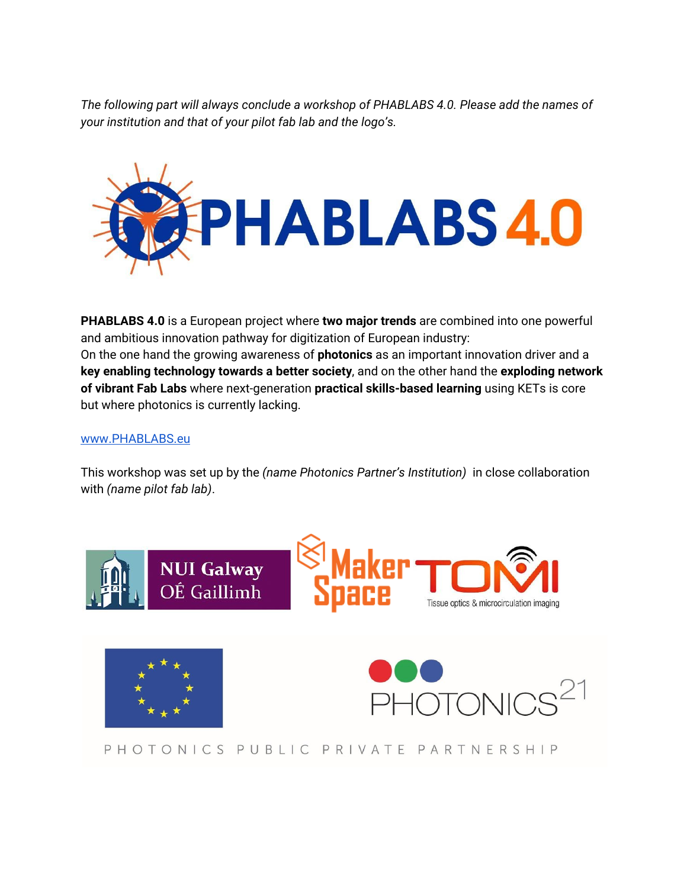*The following part will always conclude a workshop of PHABLABS 4.0. Please add the names of your institution and that of your pilot fab lab and the logo's.*

**PHABLABS 4.0** is a European project where **two major trends** are combined into one powerful and ambitious innovation pathway for digitization of European industry:
On the one hand the growing awareness of **photonics** as an important innovation driver and a **key enabling technology towards a better society**, and on the other hand the **exploding network of vibrant Fab Labs** where next-generation **practical skills-based learning** using KETs is core but where photonics is currently lacking.

[www.PHABLABS.eu](http://www.PHABLABS.eu)

This workshop was set up by the *(name Photonics Partner's Institution)* in close collaboration with *(name pilot fab lab)*.